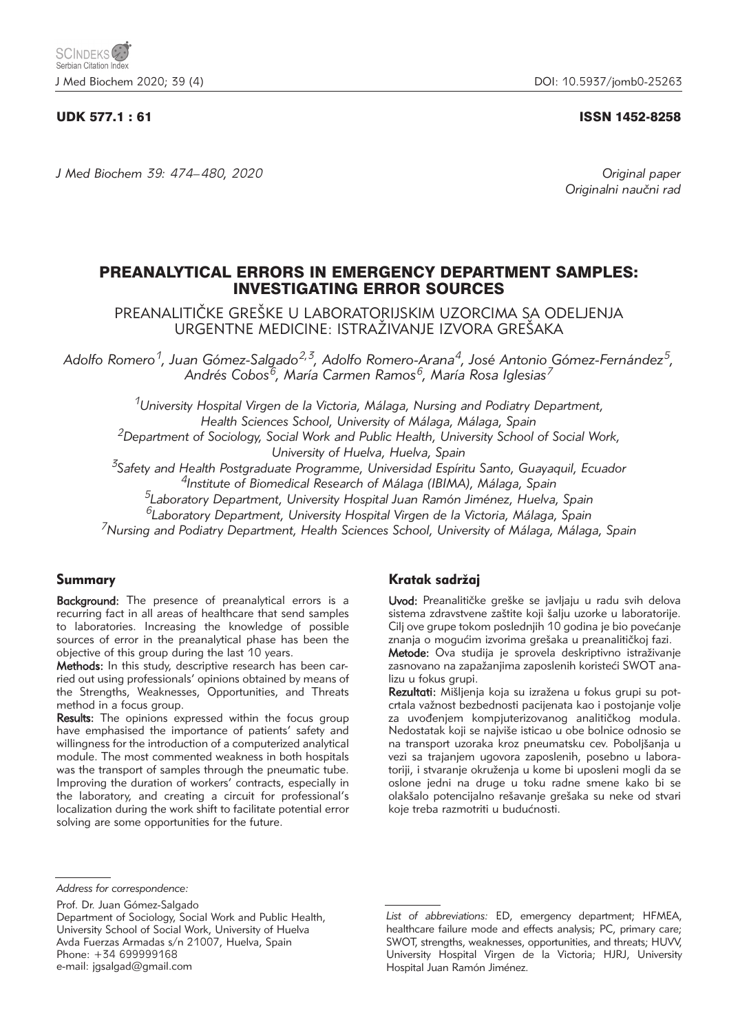UDK 577.1 : 61

ISSN 1452-8258

Original paper
Originalni naučni rad

# PREANALYTICAL ERRORS IN EMERGENCY DEPARTMENT SAMPLES: INVESTIGATING ERROR SOURCES

## PREANALITIČKE GREŠKE U LABORATORIJSKIM UZORCIMA SA ODELJENJA URGENTNE MEDICINE: ISTRAŽIVANJE IZVORA GREŠAKA

*Adolfo Romero[1], Juan Gómez-Salgado[2,3], Adolfo Romero-Arana[4], José Antonio Gómez-Fernández[5], Andrés Cobos[6], María Carmen Ramos[6], María Rosa Iglesias[7]*

[1]*University Hospital Virgen de la Victoria, Málaga, Nursing and Podiatry Department, Health Sciences School, University of Málaga, Málaga, Spain*
[2]*Department of Sociology, Social Work and Public Health, University School of Social Work, University of Huelva, Huelva, Spain*
[3]*Safety and Health Postgraduate Programme, Universidad Espíritu Santo, Guayaquil, Ecuador*
[4]*Institute of Biomedical Research of Málaga (IBIMA), Málaga, Spain*
[5]*Laboratory Department, University Hospital Juan Ramón Jiménez, Huelva, Spain*
[6]*Laboratory Department, University Hospital Virgen de la Victoria, Málaga, Spain*
[7]*Nursing and Podiatry Department, Health Sciences School, University of Málaga, Málaga, Spain*

### Summary

**Background:** The presence of preanalytical errors is a recurring fact in all areas of healthcare that send samples to laboratories. Increasing the knowledge of possible sources of error in the preanalytical phase has been the objective of this group during the last 10 years.

**Methods:** In this study, descriptive research has been carried out using professionals' opinions obtained by means of the Strengths, Weaknesses, Opportunities, and Threats method in a focus group.

**Results:** The opinions expressed within the focus group have emphasised the importance of patients' safety and willingness for the introduction of a computerized analytical module. The most commented weakness in both hospitals was the transport of samples through the pneumatic tube. Improving the duration of workers' contracts, especially in the laboratory, and creating a circuit for professional's localization during the work shift to facilitate potential error solving are some opportunities for the future.

### Kratak sadržaj

**Uvod:** Preanalitičke greške se javljaju u radu svih delova sistema zdravstvene zaštite koji šalju uzorke u laboratorije. Cilj ove grupe tokom poslednjih 10 godina je bio povećanje znanja o mogućim izvorima grešaka u preanalitičkoj fazi.

**Metode:** Ova studija je sprovela deskriptivno istraživanje zasnovano na zapažanjima zaposlenih koristeći SWOT analizu u fokus grupi.

**Rezultati:** Mišljenja koja su izražena u fokus grupi su potcrtala važnost bezbednosti pacijenata kao i postojanje volje za uvođenjem kompjuterizovanog analitičkog modula. Nedostatak koji se najviše isticao u obe bolnice odnosio se na transport uzoraka kroz pneumatsku cev. Poboljšanja u vezi sa trajanjem ugovora zaposlenih, posebno u laboratoriji, i stvaranje okruženja u kome bi uposleni mogli da se oslone jedni na druge u toku radne smene kako bi se olakšalo potencijalno rešavanje grešaka su neke od stvari koje treba razmotriti u budućnosti.

---

*Address for correspondence:*

Prof. Dr. Juan Gómez-Salgado
Department of Sociology, Social Work and Public Health, University School of Social Work, University of Huelva
Avda Fuerzas Armadas s/n 21007, Huelva, Spain
Phone: +34 699999168
e-mail: jgsalgad@gmail.com

*List of abbreviations:* ED, emergency department; HFMEA, healthcare failure mode and effects analysis; PC, primary care; SWOT, strengths, weaknesses, opportunities, and threats; HUVV, University Hospital Virgen de la Victoria; HJRJ, University Hospital Juan Ramón Jiménez.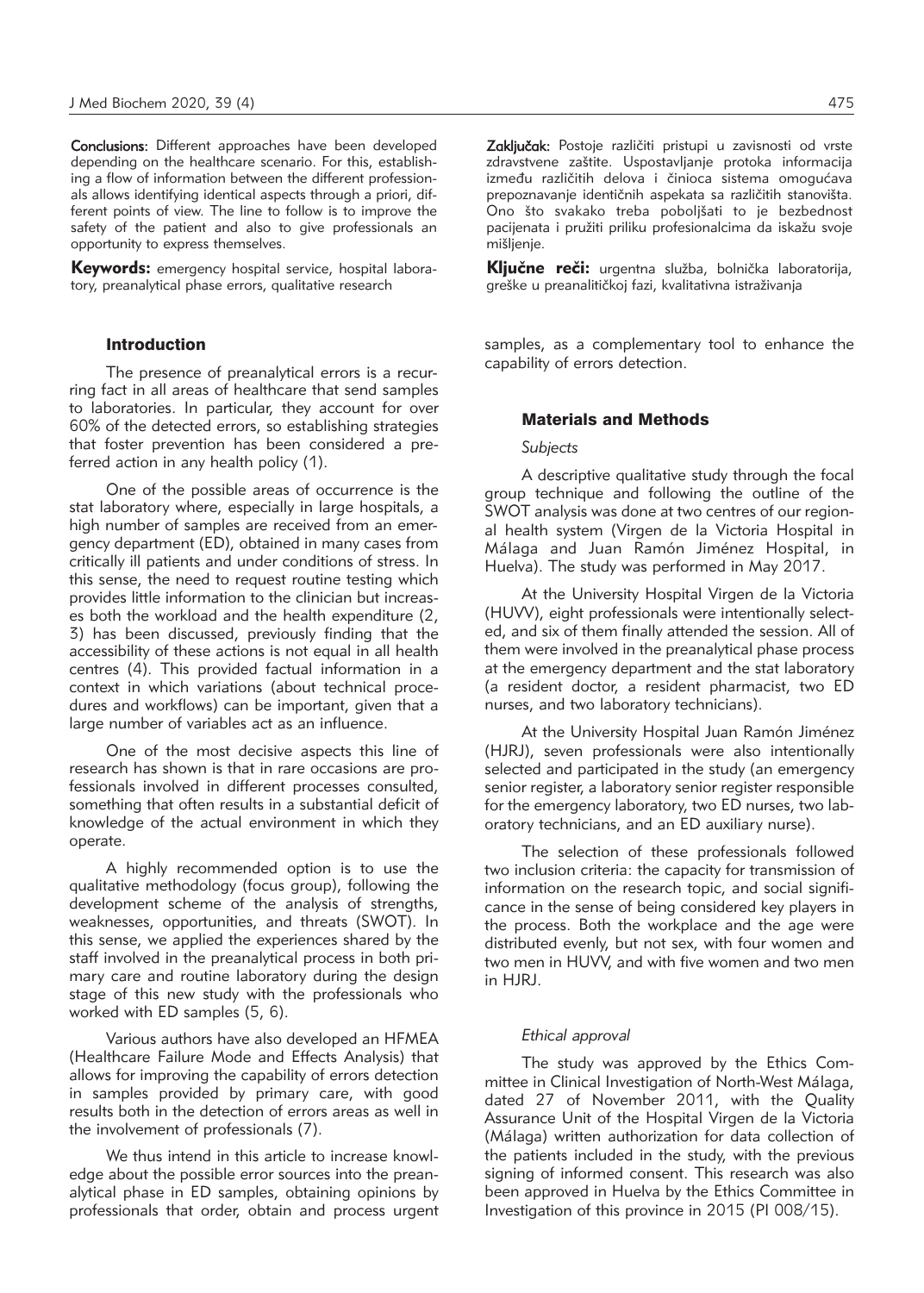**Conclusions:** Different approaches have been developed depending on the healthcare scenario. For this, establishing a flow of information between the different professionals allows identifying identical aspects through a priori, different points of view. The line to follow is to improve the safety of the patient and also to give professionals an opportunity to express themselves.

**Keywords:** emergency hospital service, hospital laboratory, preanalytical phase errors, qualitative research

**Zaključak:** Postoje različiti pristupi u zavisnosti od vrste zdravstvene zaštite. Uspostavljanje protoka informacija između različitih delova i činioca sistema omogućava prepoznavanje identičnih aspekata sa različitih stanovišta. Ono što svakako treba poboljšati to je bezbednost pacijenata i pružiti priliku profesionalcima da iskažu svoje mišljenje.

**Ključne reči:** urgentna služba, bolnička laboratorija, greške u preanalitičkoj fazi, kvalitativna istraživanja

## Introduction

The presence of preanalytical errors is a recurring fact in all areas of healthcare that send samples to laboratories. In particular, they account for over 60% of the detected errors, so establishing strategies that foster prevention has been considered a preferred action in any health policy (1).

One of the possible areas of occurrence is the stat laboratory where, especially in large hospitals, a high number of samples are received from an emergency department (ED), obtained in many cases from critically ill patients and under conditions of stress. In this sense, the need to request routine testing which provides little information to the clinician but increases both the workload and the health expenditure (2, 3) has been discussed, previously finding that the accessibility of these actions is not equal in all health centres (4). This provided factual information in a context in which variations (about technical procedures and workflows) can be important, given that a large number of variables act as an influence.

One of the most decisive aspects this line of research has shown is that in rare occasions are professionals involved in different processes consulted, something that often results in a substantial deficit of knowledge of the actual environment in which they operate.

A highly recommended option is to use the qualitative methodology (focus group), following the development scheme of the analysis of strengths, weaknesses, opportunities, and threats (SWOT). In this sense, we applied the experiences shared by the staff involved in the preanalytical process in both primary care and routine laboratory during the design stage of this new study with the professionals who worked with ED samples (5, 6).

Various authors have also developed an HFMEA (Healthcare Failure Mode and Effects Analysis) that allows for improving the capability of errors detection in samples provided by primary care, with good results both in the detection of errors areas as well in the involvement of professionals (7).

We thus intend in this article to increase knowledge about the possible error sources into the preanalytical phase in ED samples, obtaining opinions by professionals that order, obtain and process urgent samples, as a complementary tool to enhance the capability of errors detection.

## Materials and Methods

### *Subjects*

A descriptive qualitative study through the focal group technique and following the outline of the SWOT analysis was done at two centres of our regional health system (Virgen de la Victoria Hospital in Málaga and Juan Ramón Jiménez Hospital, in Huelva). The study was performed in May 2017.

At the University Hospital Virgen de la Victoria (HUVV), eight professionals were intentionally selected, and six of them finally attended the session. All of them were involved in the preanalytical phase process at the emergency department and the stat laboratory (a resident doctor, a resident pharmacist, two ED nurses, and two laboratory technicians).

At the University Hospital Juan Ramón Jiménez (HJRJ), seven professionals were also intentionally selected and participated in the study (an emergency senior register, a laboratory senior register responsible for the emergency laboratory, two ED nurses, two laboratory technicians, and an ED auxiliary nurse).

The selection of these professionals followed two inclusion criteria: the capacity for transmission of information on the research topic, and social significance in the sense of being considered key players in the process. Both the workplace and the age were distributed evenly, but not sex, with four women and two men in HUVV, and with five women and two men in HJRJ.

### *Ethical approval*

The study was approved by the Ethics Committee in Clinical Investigation of North-West Málaga, dated 27 of November 2011, with the Quality Assurance Unit of the Hospital Virgen de la Victoria (Málaga) written authorization for data collection of the patients included in the study, with the previous signing of informed consent. This research was also been approved in Huelva by the Ethics Committee in Investigation of this province in 2015 (PI 008/15).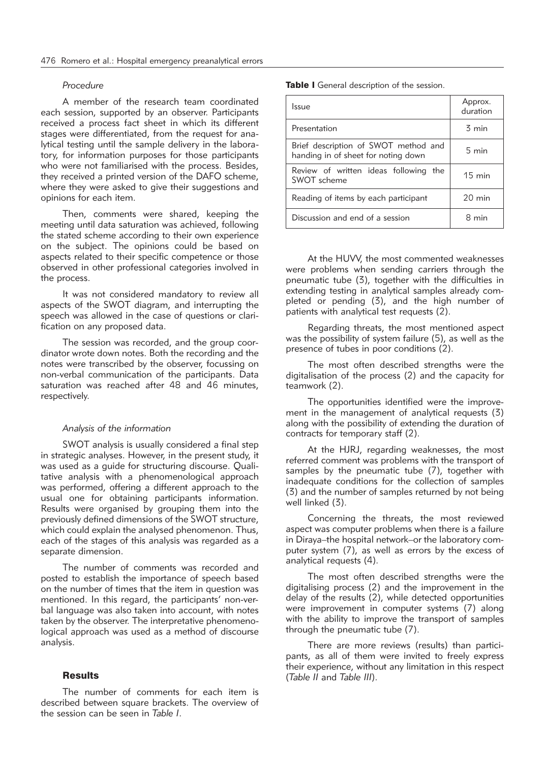### *Procedure*

A member of the research team coordinated each session, supported by an observer. Participants received a process fact sheet in which its different stages were differentiated, from the request for analytical testing until the sample delivery in the laboratory, for information purposes for those participants who were not familiarised with the process. Besides, they received a printed version of the DAFO scheme, where they were asked to give their suggestions and opinions for each item.

Then, comments were shared, keeping the meeting until data saturation was achieved, following the stated scheme according to their own experience on the subject. The opinions could be based on aspects related to their specific competence or those observed in other professional categories involved in the process.

It was not considered mandatory to review all aspects of the SWOT diagram, and interrupting the speech was allowed in the case of questions or clarification on any proposed data.

The session was recorded, and the group coordinator wrote down notes. Both the recording and the notes were transcribed by the observer, focussing on non-verbal communication of the participants. Data saturation was reached after 48 and 46 minutes, respectively.

### *Analysis of the information*

SWOT analysis is usually considered a final step in strategic analyses. However, in the present study, it was used as a guide for structuring discourse. Qualitative analysis with a phenomenological approach was performed, offering a different approach to the usual one for obtaining participants information. Results were organised by grouping them into the previously defined dimensions of the SWOT structure, which could explain the analysed phenomenon. Thus, each of the stages of this analysis was regarded as a separate dimension.

The number of comments was recorded and posted to establish the importance of speech based on the number of times that the item in question was mentioned. In this regard, the participants' non-verbal language was also taken into account, with notes taken by the observer. The interpretative phenomenological approach was used as a method of discourse analysis.

## Results

The number of comments for each item is described between square brackets. The overview of the session can be seen in *Table I*.

**Table I** General description of the session.

| Issue | Approx. duration |
|---|---|
| Presentation | 3 min |
| Brief description of SWOT method and handing in of sheet for noting down | 5 min |
| Review of written ideas following the SWOT scheme | 15 min |
| Reading of items by each participant | 20 min |
| Discussion and end of a session | 8 min |

At the HUVV, the most commented weaknesses were problems when sending carriers through the pneumatic tube (3), together with the difficulties in extending testing in analytical samples already completed or pending (3), and the high number of patients with analytical test requests (2).

Regarding threats, the most mentioned aspect was the possibility of system failure (5), as well as the presence of tubes in poor conditions (2).

The most often described strengths were the digitalisation of the process (2) and the capacity for teamwork (2).

The opportunities identified were the improvement in the management of analytical requests (3) along with the possibility of extending the duration of contracts for temporary staff (2).

At the HJRJ, regarding weaknesses, the most referred comment was problems with the transport of samples by the pneumatic tube (7), together with inadequate conditions for the collection of samples (3) and the number of samples returned by not being well linked (3).

Concerning the threats, the most reviewed aspect was computer problems when there is a failure in Diraya–the hospital network–or the laboratory computer system (7), as well as errors by the excess of analytical requests (4).

The most often described strengths were the digitalising process (2) and the improvement in the delay of the results (2), while detected opportunities were improvement in computer systems (7) along with the ability to improve the transport of samples through the pneumatic tube (7).

There are more reviews (results) than participants, as all of them were invited to freely express their experience, without any limitation in this respect (*Table II* and *Table III*).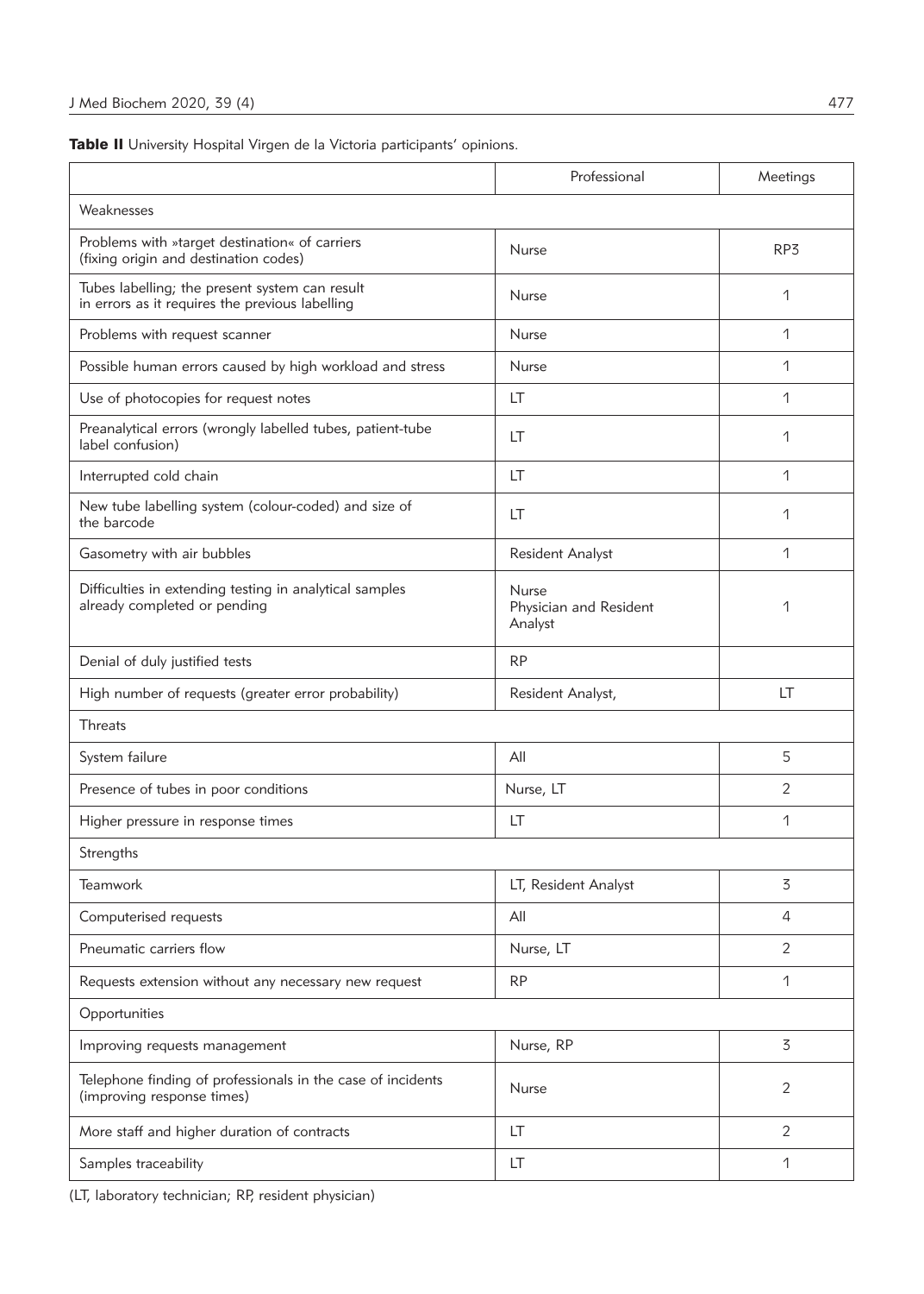**Table II** University Hospital Virgen de la Victoria participants' opinions.

| | Professional | Meetings |
|---|---|---|
| Weaknesses | | |
| Problems with »target destination« of carriers (fixing origin and destination codes) | Nurse | RP3 |
| Tubes labelling; the present system can result in errors as it requires the previous labelling | Nurse | 1 |
| Problems with request scanner | Nurse | 1 |
| Possible human errors caused by high workload and stress | Nurse | 1 |
| Use of photocopies for request notes | LT | 1 |
| Preanalytical errors (wrongly labelled tubes, patient-tube label confusion) | LT | 1 |
| Interrupted cold chain | LT | 1 |
| New tube labelling system (colour-coded) and size of the barcode | LT | 1 |
| Gasometry with air bubbles | Resident Analyst | 1 |
| Difficulties in extending testing in analytical samples already completed or pending | Nurse Physician and Resident Analyst | 1 |
| Denial of duly justified tests | RP | |
| High number of requests (greater error probability) | Resident Analyst, | LT |
| Threats | | |
| System failure | All | 5 |
| Presence of tubes in poor conditions | Nurse, LT | 2 |
| Higher pressure in response times | LT | 1 |
| Strengths | | |
| Teamwork | LT, Resident Analyst | 3 |
| Computerised requests | All | 4 |
| Pneumatic carriers flow | Nurse, LT | 2 |
| Requests extension without any necessary new request | RP | 1 |
| Opportunities | | |
| Improving requests management | Nurse, RP | 3 |
| Telephone finding of professionals in the case of incidents (improving response times) | Nurse | 2 |
| More staff and higher duration of contracts | LT | 2 |
| Samples traceability | LT | 1 |

(LT, laboratory technician; RP, resident physician)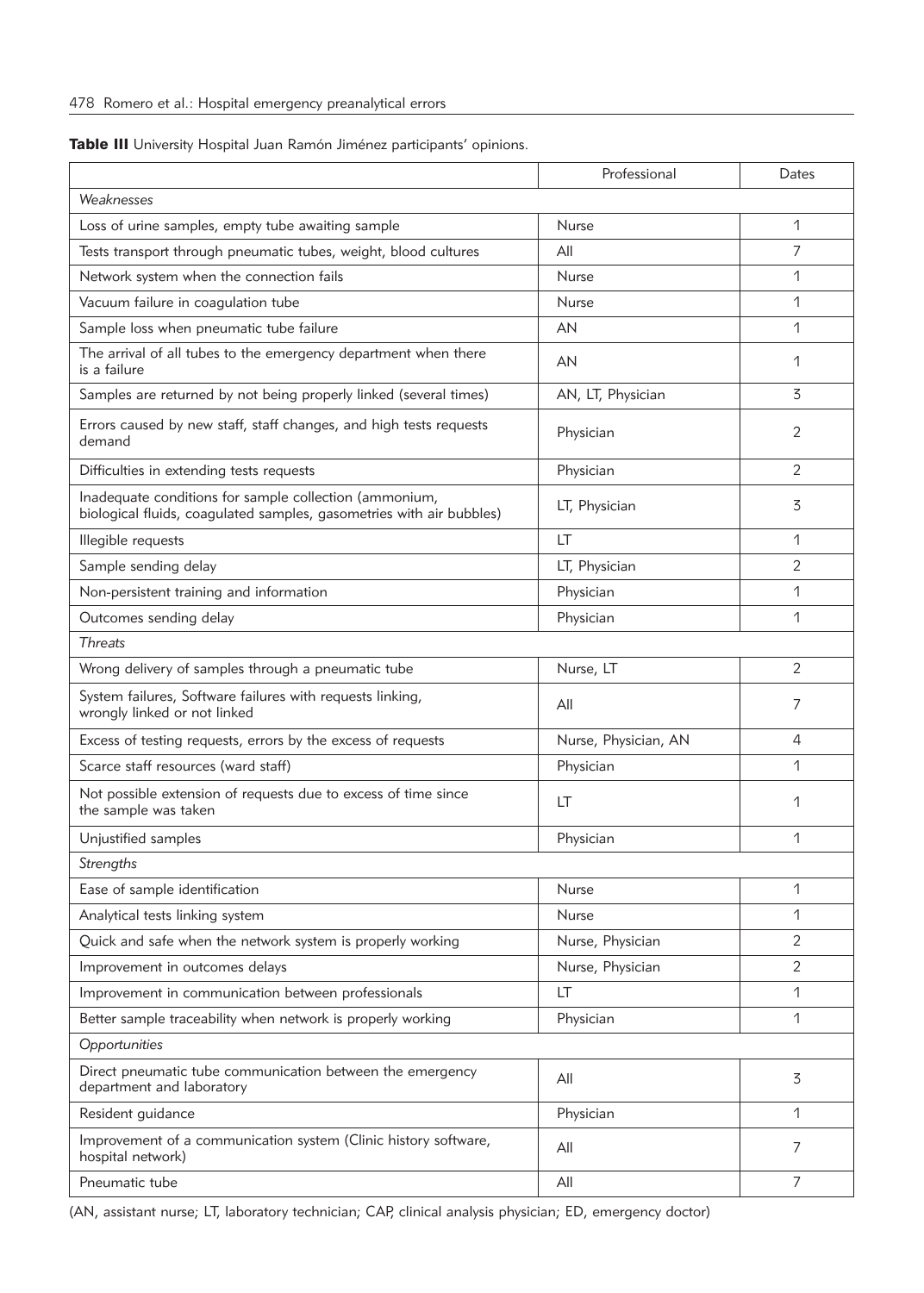**Table III** University Hospital Juan Ramón Jiménez participants' opinions.

| | Professional | Dates |
|---|---|---|
| *Weaknesses* | | |
| Loss of urine samples, empty tube awaiting sample | Nurse | 1 |
| Tests transport through pneumatic tubes, weight, blood cultures | All | 7 |
| Network system when the connection fails | Nurse | 1 |
| Vacuum failure in coagulation tube | Nurse | 1 |
| Sample loss when pneumatic tube failure | AN | 1 |
| The arrival of all tubes to the emergency department when there is a failure | AN | 1 |
| Samples are returned by not being properly linked (several times) | AN, LT, Physician | 3 |
| Errors caused by new staff, staff changes, and high tests requests demand | Physician | 2 |
| Difficulties in extending tests requests | Physician | 2 |
| Inadequate conditions for sample collection (ammonium, biological fluids, coagulated samples, gasometries with air bubbles) | LT, Physician | 3 |
| Illegible requests | LT | 1 |
| Sample sending delay | LT, Physician | 2 |
| Non-persistent training and information | Physician | 1 |
| Outcomes sending delay | Physician | 1 |
| *Threats* | | |
| Wrong delivery of samples through a pneumatic tube | Nurse, LT | 2 |
| System failures, Software failures with requests linking, wrongly linked or not linked | All | 7 |
| Excess of testing requests, errors by the excess of requests | Nurse, Physician, AN | 4 |
| Scarce staff resources (ward staff) | Physician | 1 |
| Not possible extension of requests due to excess of time since the sample was taken | LT | 1 |
| Unjustified samples | Physician | 1 |
| *Strengths* | | |
| Ease of sample identification | Nurse | 1 |
| Analytical tests linking system | Nurse | 1 |
| Quick and safe when the network system is properly working | Nurse, Physician | 2 |
| Improvement in outcomes delays | Nurse, Physician | 2 |
| Improvement in communication between professionals | LT | 1 |
| Better sample traceability when network is properly working | Physician | 1 |
| *Opportunities* | | |
| Direct pneumatic tube communication between the emergency department and laboratory | All | 3 |
| Resident guidance | Physician | 1 |
| Improvement of a communication system (Clinic history software, hospital network) | All | 7 |
| Pneumatic tube | All | 7 |

(AN, assistant nurse; LT, laboratory technician; CAP, clinical analysis physician; ED, emergency doctor)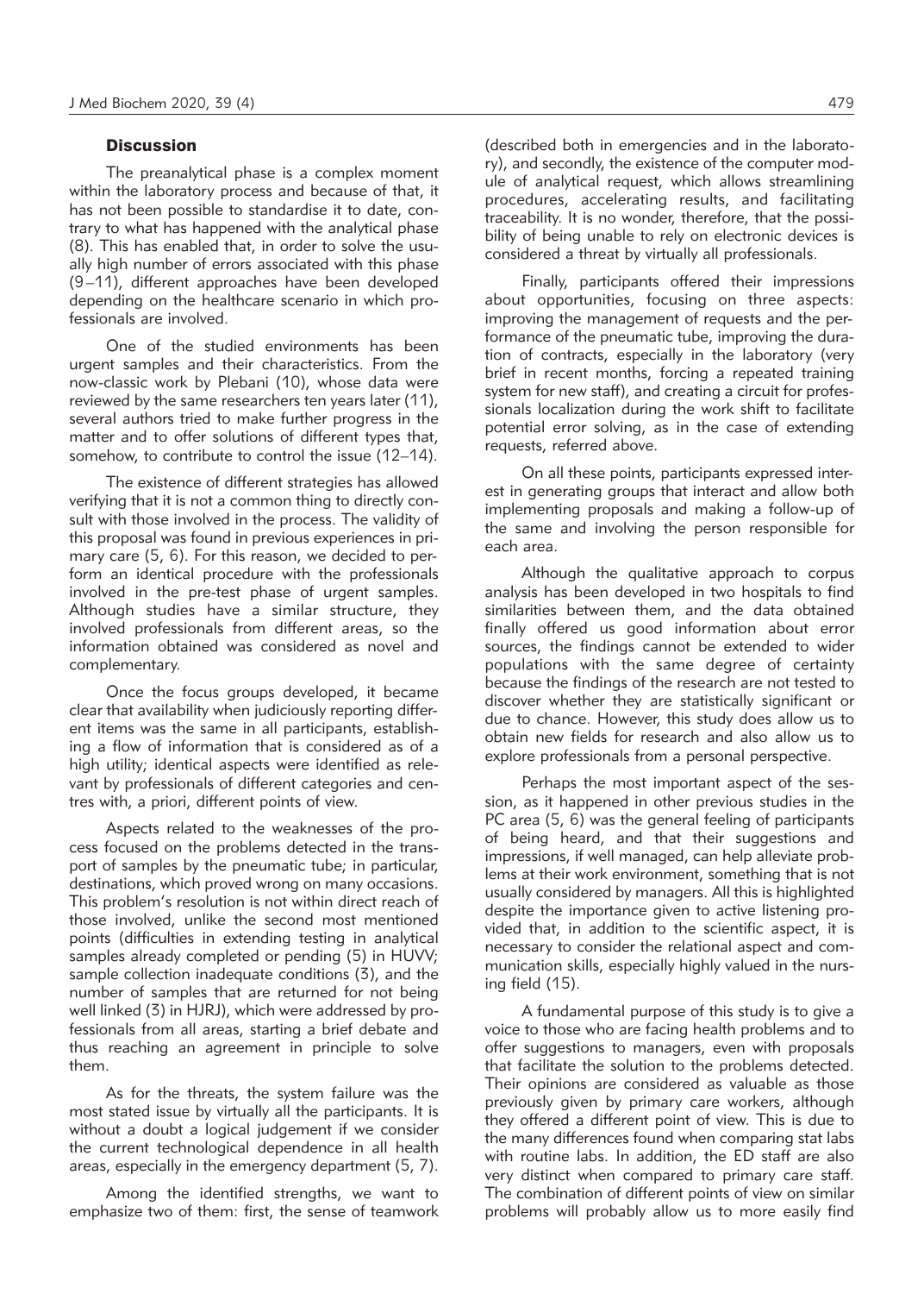## Discussion

The preanalytical phase is a complex moment within the laboratory process and because of that, it has not been possible to standardise it to date, contrary to what has happened with the analytical phase (8). This has enabled that, in order to solve the usually high number of errors associated with this phase (9–11), different approaches have been developed depending on the healthcare scenario in which professionals are involved.

One of the studied environments has been urgent samples and their characteristics. From the now-classic work by Plebani (10), whose data were reviewed by the same researchers ten years later (11), several authors tried to make further progress in the matter and to offer solutions of different types that, somehow, to contribute to control the issue (12–14).

The existence of different strategies has allowed verifying that it is not a common thing to directly consult with those involved in the process. The validity of this proposal was found in previous experiences in primary care (5, 6). For this reason, we decided to perform an identical procedure with the professionals involved in the pre-test phase of urgent samples. Although studies have a similar structure, they involved professionals from different areas, so the information obtained was considered as novel and complementary.

Once the focus groups developed, it became clear that availability when judiciously reporting different items was the same in all participants, establishing a flow of information that is considered as of a high utility; identical aspects were identified as relevant by professionals of different categories and centres with, a priori, different points of view.

Aspects related to the weaknesses of the process focused on the problems detected in the transport of samples by the pneumatic tube; in particular, destinations, which proved wrong on many occasions. This problem's resolution is not within direct reach of those involved, unlike the second most mentioned points (difficulties in extending testing in analytical samples already completed or pending (5) in HUVV; sample collection inadequate conditions (3), and the number of samples that are returned for not being well linked (3) in HJRJ), which were addressed by professionals from all areas, starting a brief debate and thus reaching an agreement in principle to solve them.

As for the threats, the system failure was the most stated issue by virtually all the participants. It is without a doubt a logical judgement if we consider the current technological dependence in all health areas, especially in the emergency department (5, 7).

Among the identified strengths, we want to emphasize two of them: first, the sense of teamwork (described both in emergencies and in the laboratory), and secondly, the existence of the computer module of analytical request, which allows streamlining procedures, accelerating results, and facilitating traceability. It is no wonder, therefore, that the possibility of being unable to rely on electronic devices is considered a threat by virtually all professionals.

Finally, participants offered their impressions about opportunities, focusing on three aspects: improving the management of requests and the performance of the pneumatic tube, improving the duration of contracts, especially in the laboratory (very brief in recent months, forcing a repeated training system for new staff), and creating a circuit for professionals localization during the work shift to facilitate potential error solving, as in the case of extending requests, referred above.

On all these points, participants expressed interest in generating groups that interact and allow both implementing proposals and making a follow-up of the same and involving the person responsible for each area.

Although the qualitative approach to corpus analysis has been developed in two hospitals to find similarities between them, and the data obtained finally offered us good information about error sources, the findings cannot be extended to wider populations with the same degree of certainty because the findings of the research are not tested to discover whether they are statistically significant or due to chance. However, this study does allow us to obtain new fields for research and also allow us to explore professionals from a personal perspective.

Perhaps the most important aspect of the session, as it happened in other previous studies in the PC area (5, 6) was the general feeling of participants of being heard, and that their suggestions and impressions, if well managed, can help alleviate problems at their work environment, something that is not usually considered by managers. All this is highlighted despite the importance given to active listening provided that, in addition to the scientific aspect, it is necessary to consider the relational aspect and communication skills, especially highly valued in the nursing field (15).

A fundamental purpose of this study is to give a voice to those who are facing health problems and to offer suggestions to managers, even with proposals that facilitate the solution to the problems detected. Their opinions are considered as valuable as those previously given by primary care workers, although they offered a different point of view. This is due to the many differences found when comparing stat labs with routine labs. In addition, the ED staff are also very distinct when compared to primary care staff. The combination of different points of view on similar problems will probably allow us to more easily find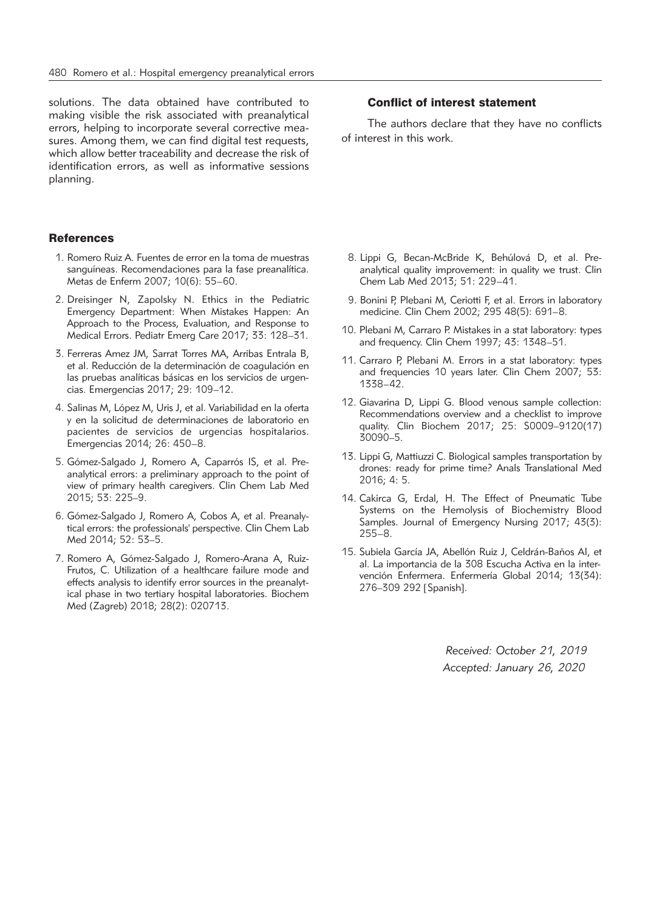solutions. The data obtained have contributed to making visible the risk associated with preanalytical errors, helping to incorporate several corrective measures. Among them, we can find digital test requests, which allow better traceability and decrease the risk of identification errors, as well as informative sessions planning.

### Conflict of interest statement

The authors declare that they have no conflicts of interest in this work.

### References

1. Romero Ruiz A. Fuentes de error en la toma de muestras sanguíneas. Recomendaciones para la fase preanalítica. Metas de Enferm 2007; 10(6): 55–60.
2. Dreisinger N, Zapolsky N. Ethics in the Pediatric Emergency Department: When Mistakes Happen: An Approach to the Process, Evaluation, and Response to Medical Errors. Pediatr Emerg Care 2017; 33: 128–31.
3. Ferreras Amez JM, Sarrat Torres MA, Arribas Entrala B, et al. Reducción de la determinación de coagulación en las pruebas analíticas básicas en los servicios de urgencias. Emergencias 2017; 29: 109–12.
4. Salinas M, López M, Uris J, et al. Variabilidad en la oferta y en la solicitud de determinaciones de laboratorio en pacientes de servicios de urgencias hospitalarios. Emergencias 2014; 26: 450–8.
5. Gómez-Salgado J, Romero A, Caparrós IS, et al. Preanalytical errors: a preliminary approach to the point of view of primary health caregivers. Clin Chem Lab Med 2015; 53: 225–9.
6. Gómez-Salgado J, Romero A, Cobos A, et al. Preanalytical errors: the professionals' perspective. Clin Chem Lab Med 2014; 52: 53–5.
7. Romero A, Gómez-Salgado J, Romero-Arana A, Ruiz-Frutos, C. Utilization of a healthcare failure mode and effects analysis to identify error sources in the preanalytical phase in two tertiary hospital laboratories. Biochem Med (Zagreb) 2018; 28(2): 020713.
8. Lippi G, Becan-McBride K, Behúlová D, et al. Preanalytical quality improvement: in quality we trust. Clin Chem Lab Med 2013; 51: 229–41.
9. Bonini P, Plebani M, Ceriotti F, et al. Errors in laboratory medicine. Clin Chem 2002; 295 48(5): 691–8.
10. Plebani M, Carraro P. Mistakes in a stat laboratory: types and frequency. Clin Chem 1997; 43: 1348–51.
11. Carraro P, Plebani M. Errors in a stat laboratory: types and frequencies 10 years later. Clin Chem 2007; 53: 1338–42.
12. Giavarina D, Lippi G. Blood venous sample collection: Recommendations overview and a checklist to improve quality. Clin Biochem 2017; 25: S0009–9120(17) 30090–5.
13. Lippi G, Mattiuzzi C. Biological samples transportation by drones: ready for prime time? Anals Translational Med 2016; 4: 5.
14. Cakirca G, Erdal, H. The Effect of Pneumatic Tube Systems on the Hemolysis of Biochemistry Blood Samples. Journal of Emergency Nursing 2017; 43(3): 255–8.
15. Subiela García JA, Abellón Ruiz J, Celdrán-Baños AI, et al. La importancia de la 308 Escucha Activa en la intervención Enfermera. Enfermería Global 2014; 13(34): 276–309 292 [Spanish].

*Received: October 21, 2019*
*Accepted: January 26, 2020*